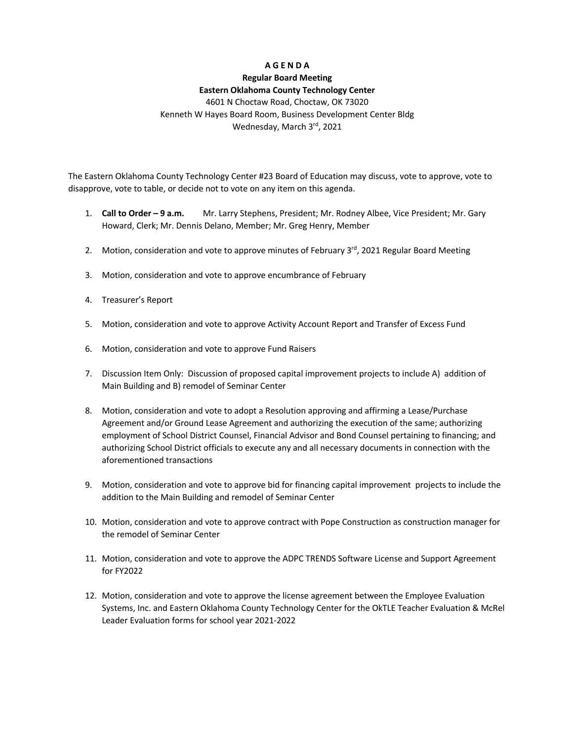# A G E N D A

## Regular Board Meeting

## Eastern Oklahoma County Technology Center

4601 N Choctaw Road, Choctaw, OK 73020
Kenneth W Hayes Board Room, Business Development Center Bldg
Wednesday, March 3rd, 2021

The Eastern Oklahoma County Technology Center #23 Board of Education may discuss, vote to approve, vote to disapprove, vote to table, or decide not to vote on any item on this agenda.

1. **Call to Order – 9 a.m.** Mr. Larry Stephens, President; Mr. Rodney Albee, Vice President; Mr. Gary Howard, Clerk; Mr. Dennis Delano, Member; Mr. Greg Henry, Member

2. Motion, consideration and vote to approve minutes of February 3rd, 2021 Regular Board Meeting

3. Motion, consideration and vote to approve encumbrance of February

4. Treasurer's Report

5. Motion, consideration and vote to approve Activity Account Report and Transfer of Excess Fund

6. Motion, consideration and vote to approve Fund Raisers

7. Discussion Item Only: Discussion of proposed capital improvement projects to include A) addition of Main Building and B) remodel of Seminar Center

8. Motion, consideration and vote to adopt a Resolution approving and affirming a Lease/Purchase Agreement and/or Ground Lease Agreement and authorizing the execution of the same; authorizing employment of School District Counsel, Financial Advisor and Bond Counsel pertaining to financing; and authorizing School District officials to execute any and all necessary documents in connection with the aforementioned transactions

9. Motion, consideration and vote to approve bid for financing capital improvement projects to include the addition to the Main Building and remodel of Seminar Center

10. Motion, consideration and vote to approve contract with Pope Construction as construction manager for the remodel of Seminar Center

11. Motion, consideration and vote to approve the ADPC TRENDS Software License and Support Agreement for FY2022

12. Motion, consideration and vote to approve the license agreement between the Employee Evaluation Systems, Inc. and Eastern Oklahoma County Technology Center for the OkTLE Teacher Evaluation & McRel Leader Evaluation forms for school year 2021-2022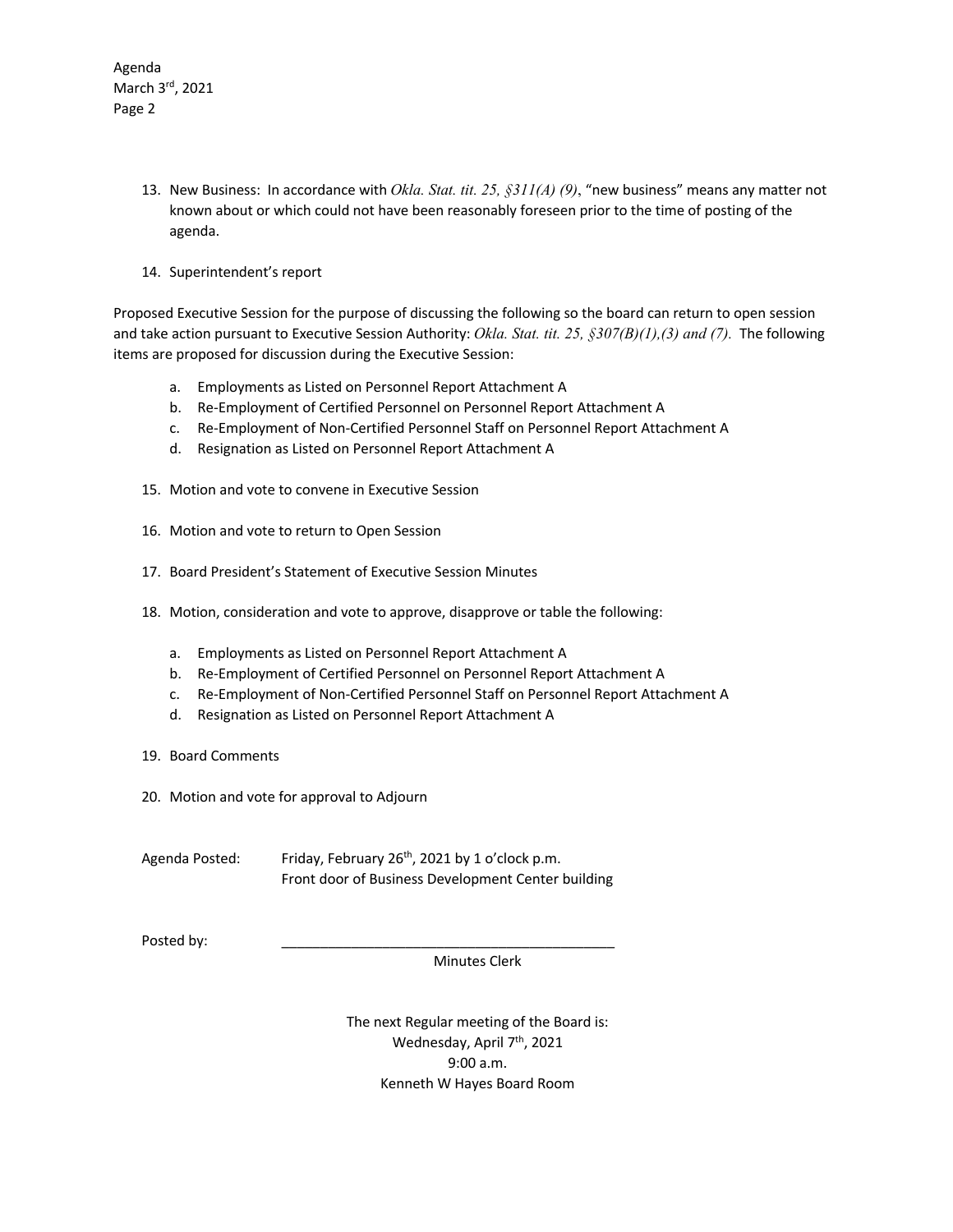13. New Business: In accordance with *Okla. Stat. tit. 25, §311(A) (9)*, "new business" means any matter not known about or which could not have been reasonably foreseen prior to the time of posting of the agenda.

14. Superintendent's report

Proposed Executive Session for the purpose of discussing the following so the board can return to open session and take action pursuant to Executive Session Authority: *Okla. Stat. tit. 25, §307(B)(1),(3) and (7).* The following items are proposed for discussion during the Executive Session:

a. Employments as Listed on Personnel Report Attachment A
b. Re-Employment of Certified Personnel on Personnel Report Attachment A
c. Re-Employment of Non-Certified Personnel Staff on Personnel Report Attachment A
d. Resignation as Listed on Personnel Report Attachment A

15. Motion and vote to convene in Executive Session

16. Motion and vote to return to Open Session

17. Board President's Statement of Executive Session Minutes

18. Motion, consideration and vote to approve, disapprove or table the following:

    a. Employments as Listed on Personnel Report Attachment A
    b. Re-Employment of Certified Personnel on Personnel Report Attachment A
    c. Re-Employment of Non-Certified Personnel Staff on Personnel Report Attachment A
    d. Resignation as Listed on Personnel Report Attachment A

19. Board Comments

20. Motion and vote for approval to Adjourn

Agenda Posted: Friday, February 26th, 2021 by 1 o'clock p.m.
Front door of Business Development Center building

Posted by: ____________________________________________
Minutes Clerk

The next Regular meeting of the Board is:
Wednesday, April 7th, 2021
9:00 a.m.
Kenneth W Hayes Board Room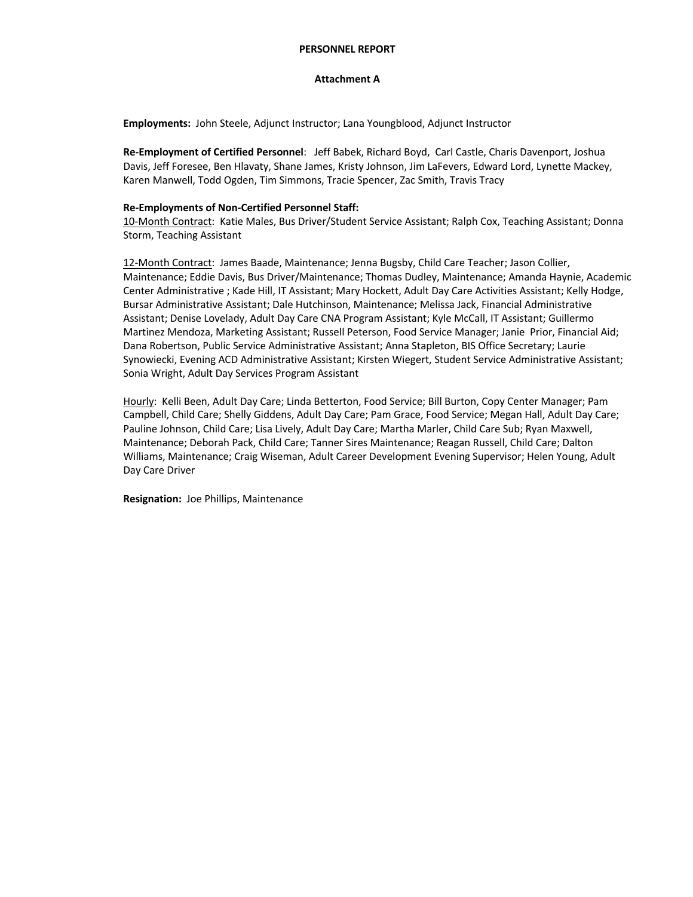**PERSONNEL REPORT**

**Attachment A**

**Employments:** John Steele, Adjunct Instructor; Lana Youngblood, Adjunct Instructor

**Re-Employment of Certified Personnel**: Jeff Babek, Richard Boyd, Carl Castle, Charis Davenport, Joshua Davis, Jeff Foresee, Ben Hlavaty, Shane James, Kristy Johnson, Jim LaFevers, Edward Lord, Lynette Mackey, Karen Manwell, Todd Ogden, Tim Simmons, Tracie Spencer, Zac Smith, Travis Tracy

**Re-Employments of Non-Certified Personnel Staff:**
10-Month Contract: Katie Males, Bus Driver/Student Service Assistant; Ralph Cox, Teaching Assistant; Donna Storm, Teaching Assistant

12-Month Contract: James Baade, Maintenance; Jenna Bugsby, Child Care Teacher; Jason Collier, Maintenance; Eddie Davis, Bus Driver/Maintenance; Thomas Dudley, Maintenance; Amanda Haynie, Academic Center Administrative ; Kade Hill, IT Assistant; Mary Hockett, Adult Day Care Activities Assistant; Kelly Hodge, Bursar Administrative Assistant; Dale Hutchinson, Maintenance; Melissa Jack, Financial Administrative Assistant; Denise Lovelady, Adult Day Care CNA Program Assistant; Kyle McCall, IT Assistant; Guillermo Martinez Mendoza, Marketing Assistant; Russell Peterson, Food Service Manager; Janie Prior, Financial Aid; Dana Robertson, Public Service Administrative Assistant; Anna Stapleton, BIS Office Secretary; Laurie Synowiecki, Evening ACD Administrative Assistant; Kirsten Wiegert, Student Service Administrative Assistant; Sonia Wright, Adult Day Services Program Assistant

Hourly: Kelli Been, Adult Day Care; Linda Betterton, Food Service; Bill Burton, Copy Center Manager; Pam Campbell, Child Care; Shelly Giddens, Adult Day Care; Pam Grace, Food Service; Megan Hall, Adult Day Care; Pauline Johnson, Child Care; Lisa Lively, Adult Day Care; Martha Marler, Child Care Sub; Ryan Maxwell, Maintenance; Deborah Pack, Child Care; Tanner Sires Maintenance; Reagan Russell, Child Care; Dalton Williams, Maintenance; Craig Wiseman, Adult Career Development Evening Supervisor; Helen Young, Adult Day Care Driver

**Resignation:** Joe Phillips, Maintenance